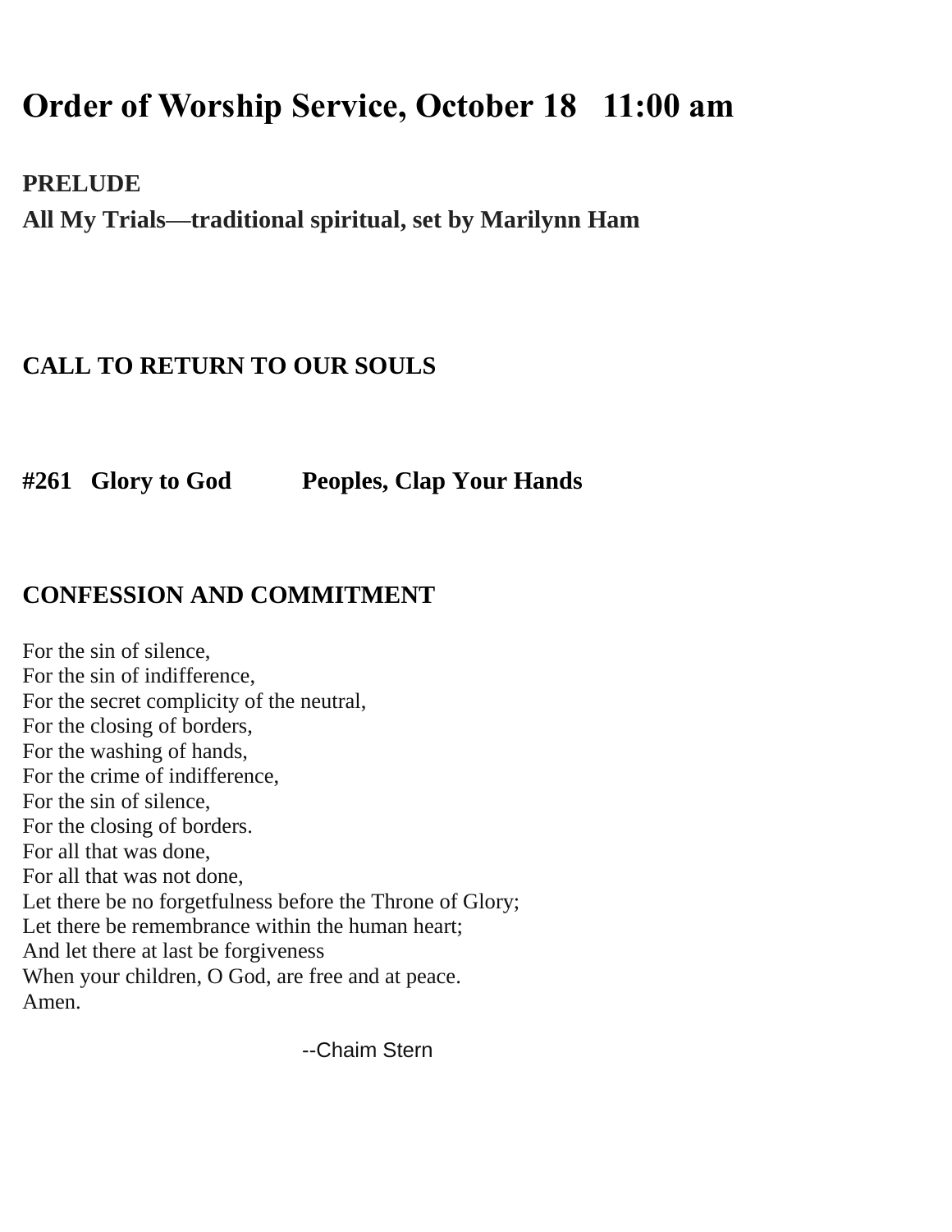# Order of Worship Service, October 18 11:00 am

**PRELUDE**

**All My Trials—traditional spiritual, set by Marilynn Ham**

**CALL TO RETURN TO OUR SOULS**

**#261 Glory to God Peoples, Clap Your Hands**

**CONFESSION AND COMMITMENT**

For the sin of silence,  
For the sin of indifference,  
For the secret complicity of the neutral,  
For the closing of borders,  
For the washing of hands,  
For the crime of indifference,  
For the sin of silence,  
For the closing of borders.  
For all that was done,  
For all that was not done,  
Let there be no forgetfulness before the Throne of Glory;  
Let there be remembrance within the human heart;  
And let there at last be forgiveness  
When your children, O God, are free and at peace.  
Amen.

--Chaim Stern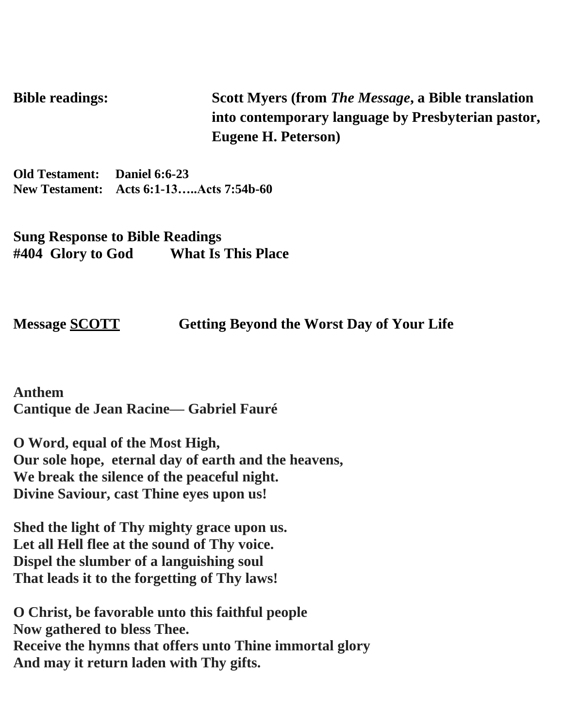**Bible readings:** **Scott Myers (from *The Message*, a Bible translation into contemporary language by Presbyterian pastor, Eugene H. Peterson)**

**Old Testament: Daniel 6:6-23**
**New Testament: Acts 6:1-13…..Acts 7:54b-60**

**Sung Response to Bible Readings**
**#404 Glory to God What Is This Place**

**Message <u>SCOTT</u> Getting Beyond the Worst Day of Your Life**

**Anthem**
**Cantique de Jean Racine— Gabriel Fauré**

**O Word, equal of the Most High,**
**Our sole hope, eternal day of earth and the heavens,**
**We break the silence of the peaceful night.**
**Divine Saviour, cast Thine eyes upon us!**

**Shed the light of Thy mighty grace upon us.**
**Let all Hell flee at the sound of Thy voice.**
**Dispel the slumber of a languishing soul**
**That leads it to the forgetting of Thy laws!**

**O Christ, be favorable unto this faithful people**
**Now gathered to bless Thee.**
**Receive the hymns that offers unto Thine immortal glory**
**And may it return laden with Thy gifts.**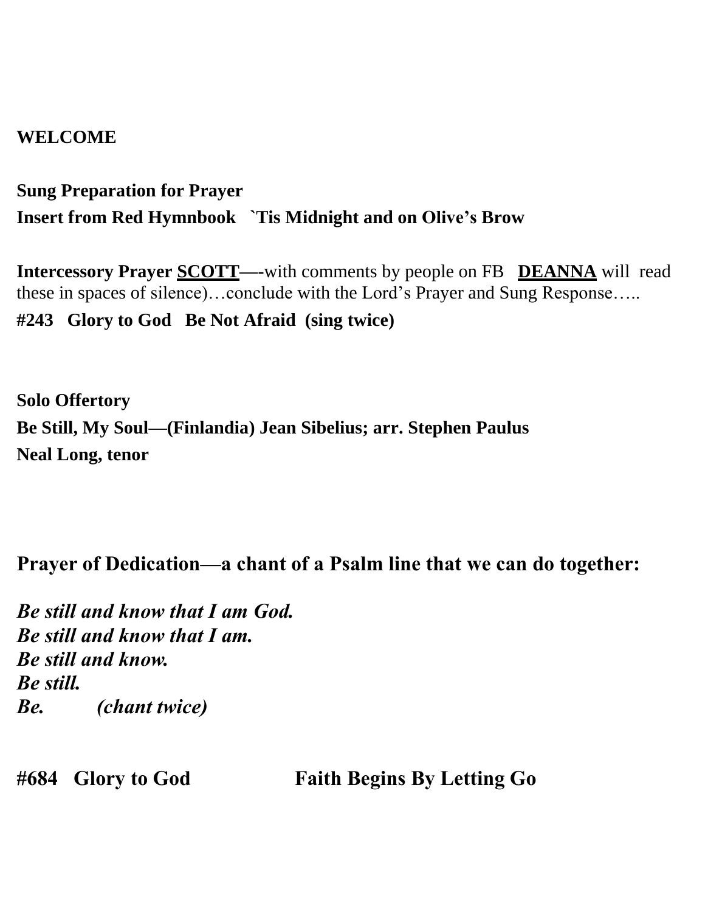**WELCOME**

**Sung Preparation for Prayer**
**Insert from Red Hymnbook `Tis Midnight and on Olive's Brow**

**Intercessory Prayer <u>SCOTT</u>—-**with comments by people on FB **<u>DEANNA</u>** will read these in spaces of silence)…conclude with the Lord's Prayer and Sung Response…..
**#243 Glory to God Be Not Afraid (sing twice)**

**Solo Offertory**
**Be Still, My Soul—(Finlandia) Jean Sibelius; arr. Stephen Paulus**
**Neal Long, tenor**

**Prayer of Dedication—a chant of a Psalm line that we can do together:**

***Be still and know that I am God.***
***Be still and know that I am.***
***Be still and know.***
***Be still.***
***Be. (chant twice)***

**#684 Glory to God Faith Begins By Letting Go**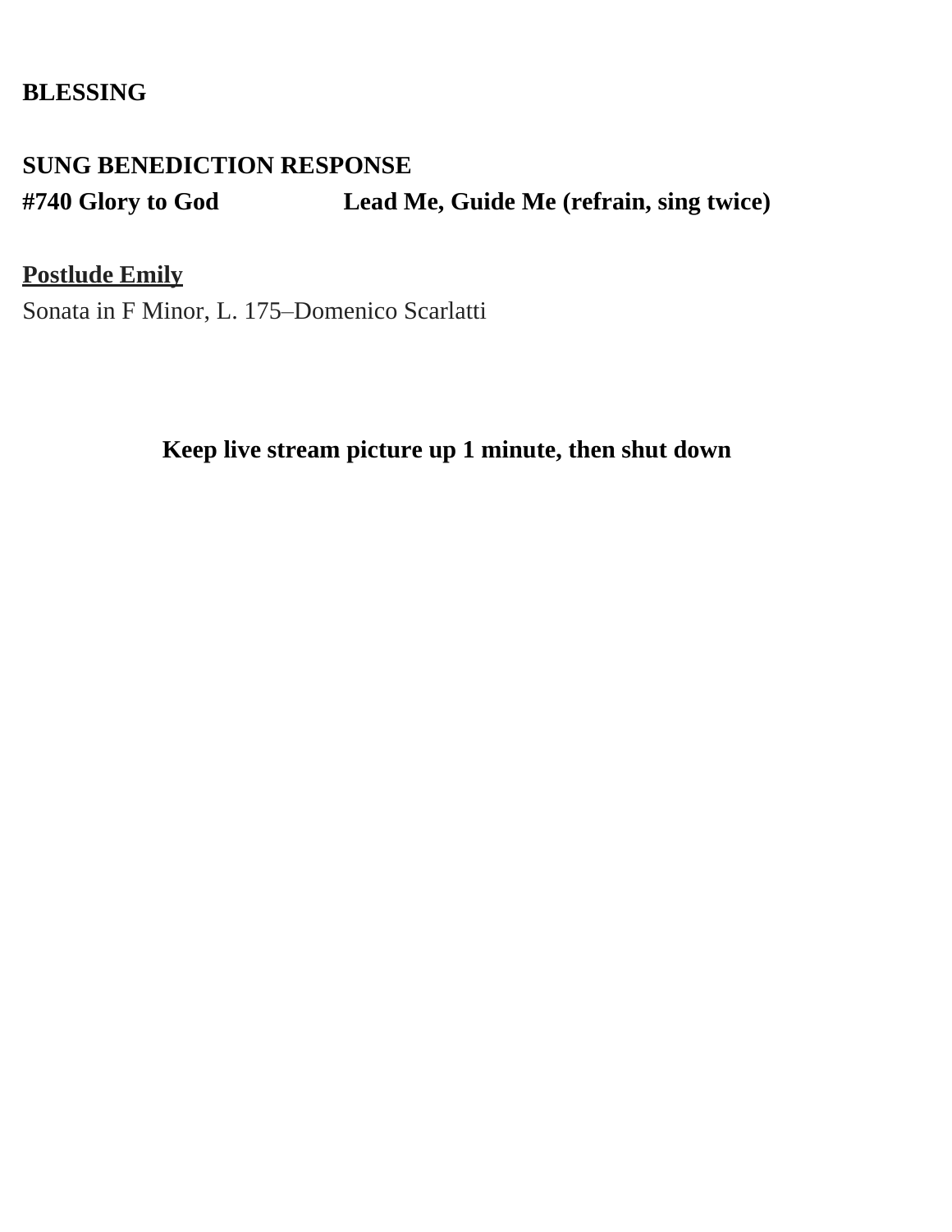**BLESSING**

**SUNG BENEDICTION RESPONSE**
**#740 Glory to God Lead Me, Guide Me (refrain, sing twice)**

**<u>Postlude Emily</u>**
Sonata in F Minor, L. 175–Domenico Scarlatti

**Keep live stream picture up 1 minute, then shut down**